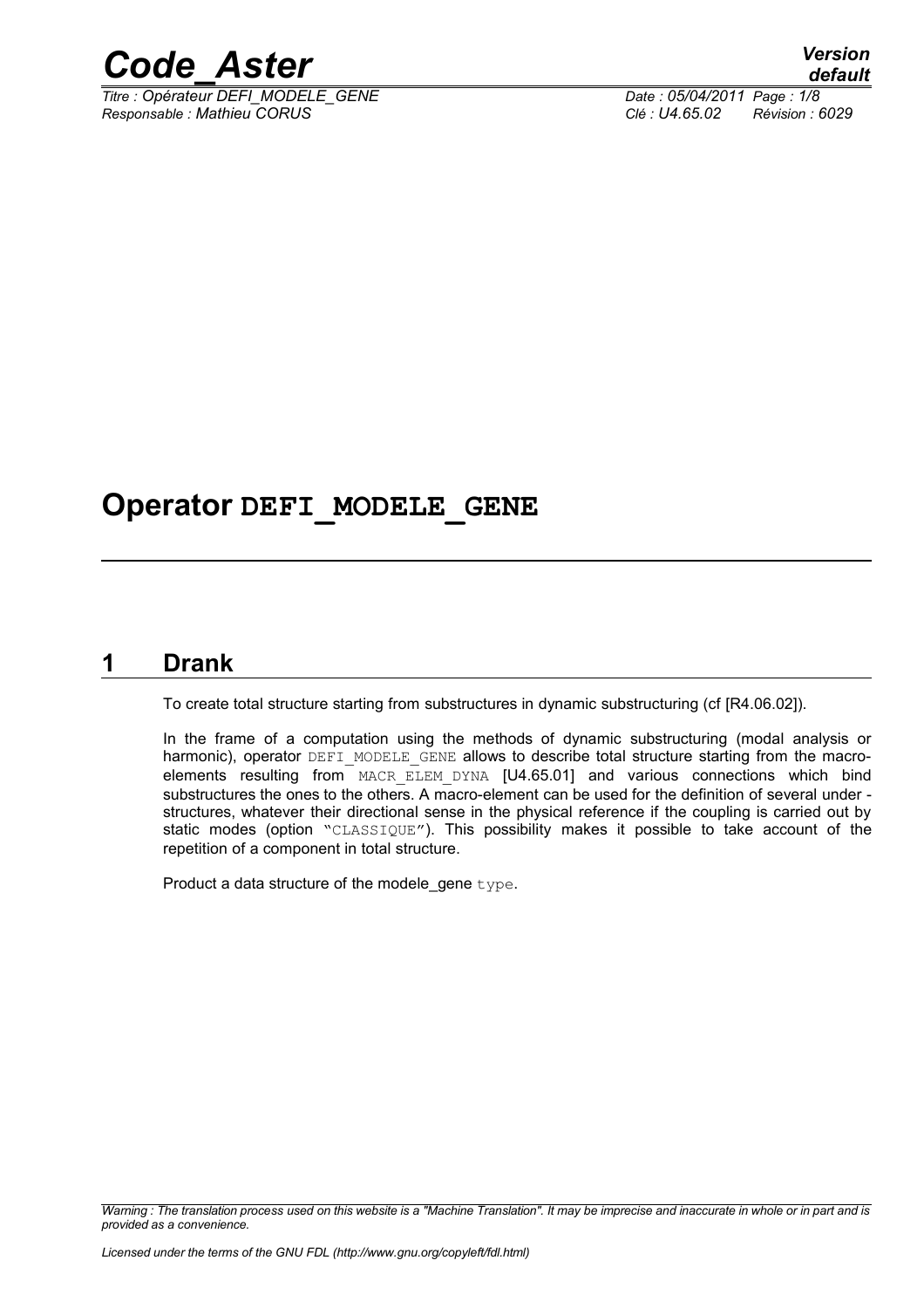# Operator DEFI_MODELE_GENE

## 1 Drank

To create total structure starting from substructures in dynamic substructuring (cf [R4.06.02]).

In the frame of a computation using the methods of dynamic substructuring (modal analysis or harmonic), operator DEFI_MODELE_GENE allows to describe total structure starting from the macro-elements resulting from MACR_ELEM_DYNA [U4.65.01] and various connections which bind substructures the ones to the others. A macro-element can be used for the definition of several under - structures, whatever their directional sense in the physical reference if the coupling is carried out by static modes (option "CLASSIQUE"). This possibility makes it possible to take account of the repetition of a component in total structure.

Product a data structure of the modele_gene type.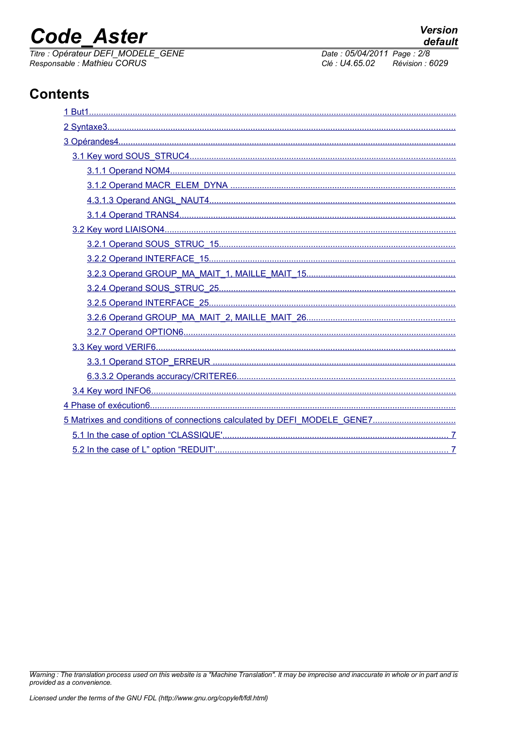# Contents

1 But1
2 Syntaxe3
3 Opérandes4
- 3.1 Key word SOUS_STRUC4
  - 3.1.1 Operand NOM4
  - 3.1.2 Operand MACR_ELEM_DYNA
  - 4.3.1.3 Operand ANGL_NAUT4
  - 3.1.4 Operand TRANS4
- 3.2 Key word LIAISON4
  - 3.2.1 Operand SOUS_STRUC_15
  - 3.2.2 Operand INTERFACE_15
  - 3.2.3 Operand GROUP_MA_MAIT_1, MAILLE_MAIT_15
  - 3.2.4 Operand SOUS_STRUC_25
  - 3.2.5 Operand INTERFACE_25
  - 3.2.6 Operand GROUP_MA_MAIT_2, MAILLE_MAIT_26
  - 3.2.7 Operand OPTION6
- 3.3 Key word VERIF6
  - 3.3.1 Operand STOP_ERREUR
  - 6.3.3.2 Operands accuracy/CRITERE6
- 3.4 Key word INFO6

4 Phase of exécution6
5 Matrixes and conditions of connections calculated by DEFI_MODELE_GENE7
- 5.1 In the case of option "CLASSIQUE' 7
- 5.2 In the case of L" option "REDUIT' 7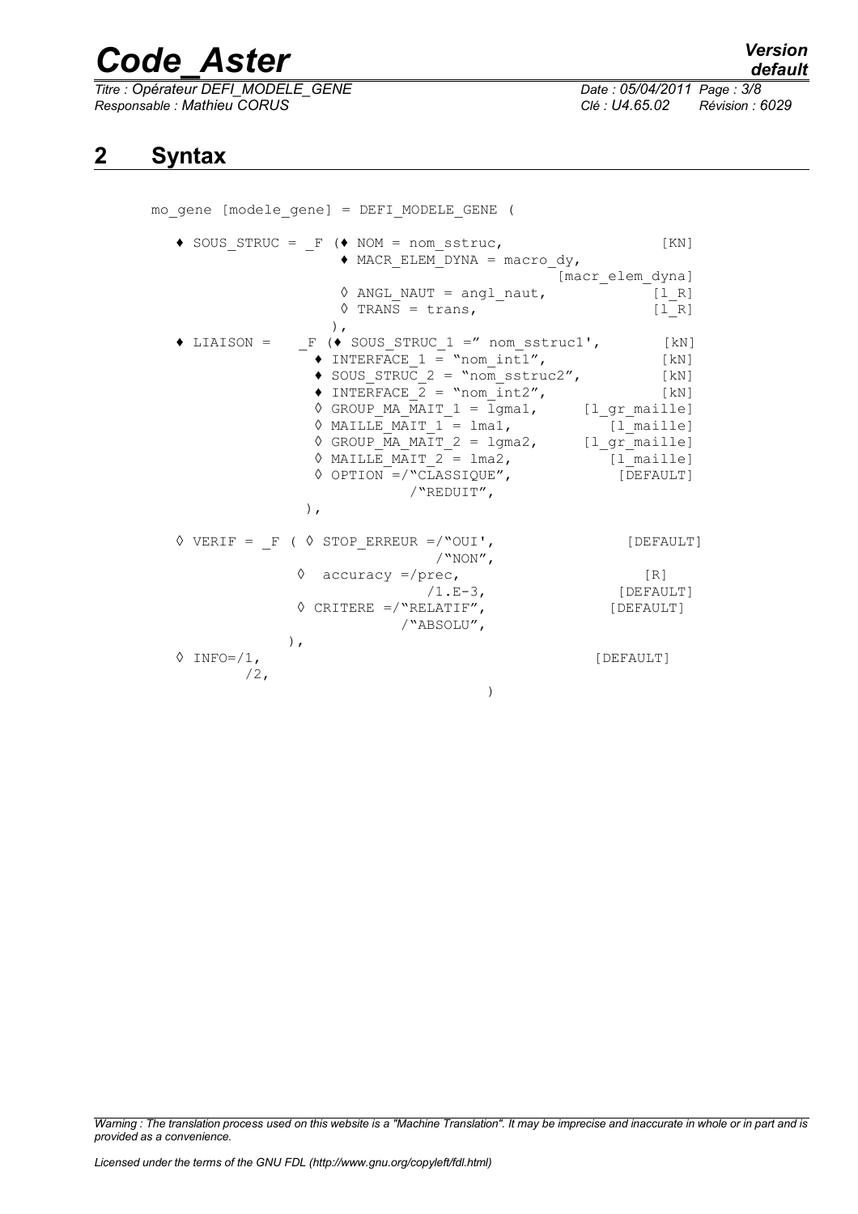# 2 Syntax

```
mo_gene [modele_gene] = DEFI_MODELE_GENE (

   ♦ SOUS_STRUC = _F (♦ NOM = nom_sstruc,                    [KN]
                      ♦ MACR_ELEM_DYNA = macro_dy,
                                                  [macr_elem_dyna]
                      ◊ ANGL_NAUT = angl_naut,              [l_R]
                      ◊ TRANS = trans,                      [l_R]
                     ),
   ♦ LIAISON =    _F (♦ SOUS_STRUC_1 =" nom_sstruc1',        [kN]
                   ♦ INTERFACE_1 = "nom_int1",               [kN]
                   ♦ SOUS_STRUC_2 = "nom_sstruc2",           [kN]
                   ♦ INTERFACE_2 = "nom_int2",               [kN]
                   ◊ GROUP_MA_MAIT_1 = lgma1,       [l_gr_maille]
                   ◊ MAILLE_MAIT_1 = lma1,             [l_maille]
                   ◊ GROUP_MA_MAIT_2 = lgma2,       [l_gr_maille]
                   ◊ MAILLE_MAIT_2 = lma2,             [l_maille]
                   ◊ OPTION =/"CLASSIQUE",              [DEFAULT]
                             /"REDUIT",
                  ),

   ◊ VERIF = _F ( ◊ STOP_ERREUR =/"OUI',                  [DEFAULT]
                                 /"NON",
               ◊  accuracy =/prec,                           [R]
                            /1.E-3,                     [DEFAULT]
               ◊ CRITERE =/"RELATIF",                  [DEFAULT]
                          /"ABSOLU",
              ),
   ◊ INFO=/1,                                          [DEFAULT]
          /2,
                                      )
```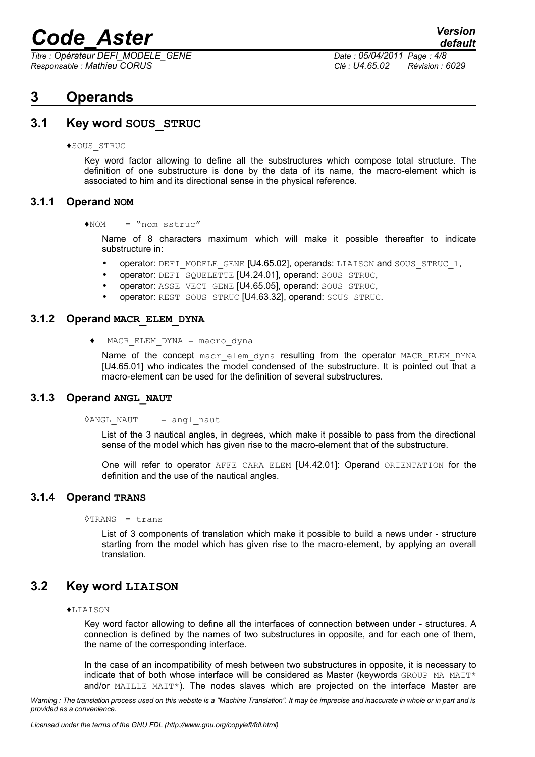# 3 Operands

## 3.1 Key word SOUS_STRUC

♦SOUS_STRUC

Key word factor allowing to define all the substructures which compose total structure. The definition of one substructure is done by the data of its name, the macro-element which is associated to him and its directional sense in the physical reference.

### 3.1.1 Operand NOM

♦NOM = "nom_sstruc"

Name of 8 characters maximum which will make it possible thereafter to indicate substructure in:

- operator: DEFI_MODELE_GENE [U4.65.02], operands: LIAISON and SOUS_STRUC_1,
- operator: DEFI_SQUELETTE [U4.24.01], operand: SOUS_STRUC,
- operator: ASSE_VECT_GENE [U4.65.05], operand: SOUS_STRUC,
- operator: REST_SOUS_STRUC [U4.63.32], operand: SOUS_STRUC.

### 3.1.2 Operand MACR_ELEM_DYNA

♦ MACR_ELEM_DYNA = macro_dyna

Name of the concept macr_elem_dyna resulting from the operator MACR_ELEM_DYNA [U4.65.01] who indicates the model condensed of the substructure. It is pointed out that a macro-element can be used for the definition of several substructures.

### 3.1.3 Operand ANGL_NAUT

◊ANGL_NAUT = angl_naut

List of the 3 nautical angles, in degrees, which make it possible to pass from the directional sense of the model which has given rise to the macro-element that of the substructure.

One will refer to operator AFFE_CARA_ELEM [U4.42.01]: Operand ORIENTATION for the definition and the use of the nautical angles.

### 3.1.4 Operand TRANS

◊TRANS = trans

List of 3 components of translation which make it possible to build a news under - structure starting from the model which has given rise to the macro-element, by applying an overall translation.

## 3.2 Key word LIAISON

♦LIAISON

Key word factor allowing to define all the interfaces of connection between under - structures. A connection is defined by the names of two substructures in opposite, and for each one of them, the name of the corresponding interface.

In the case of an incompatibility of mesh between two substructures in opposite, it is necessary to indicate that of both whose interface will be considered as Master (keywords GROUP_MA_MAIT* and/or MAILLE_MAIT*). The nodes slaves which are projected on the interface Master are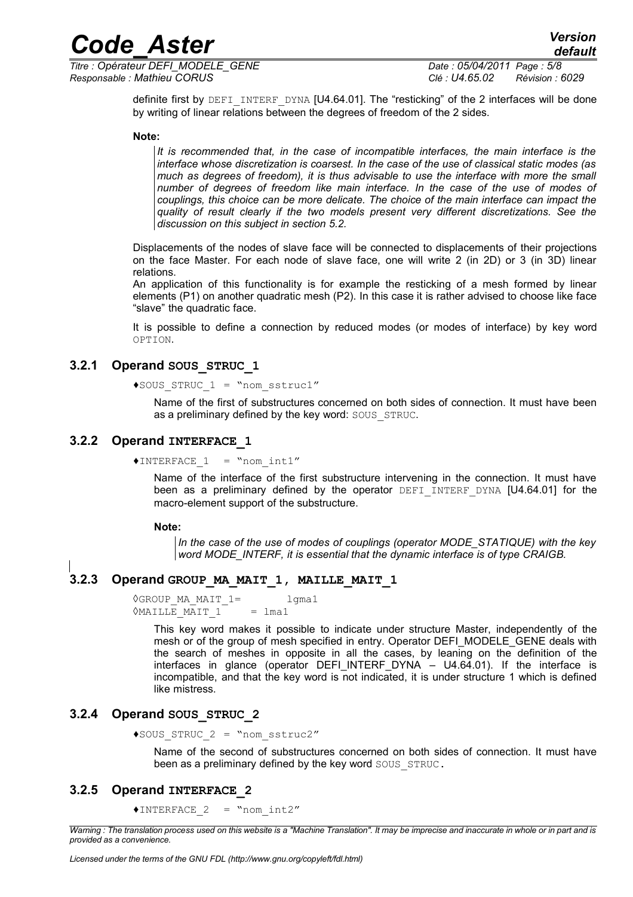definite first by DEFI_INTERF_DYNA [U4.64.01]. The "resticking" of the 2 interfaces will be done by writing of linear relations between the degrees of freedom of the 2 sides.

**Note:**

> *It is recommended that, in the case of incompatible interfaces, the main interface is the interface whose discretization is coarsest. In the case of the use of classical static modes (as much as degrees of freedom), it is thus advisable to use the interface with more the small number of degrees of freedom like main interface. In the case of the use of modes of couplings, this choice can be more delicate. The choice of the main interface can impact the quality of result clearly if the two models present very different discretizations. See the discussion on this subject in section 5.2.*

Displacements of the nodes of slave face will be connected to displacements of their projections on the face Master. For each node of slave face, one will write 2 (in 2D) or 3 (in 3D) linear relations.

An application of this functionality is for example the resticking of a mesh formed by linear elements (P1) on another quadratic mesh (P2). In this case it is rather advised to choose like face "slave" the quadratic face.

It is possible to define a connection by reduced modes (or modes of interface) by key word OPTION.

### 3.2.1 Operand SOUS_STRUC_1

```
♦SOUS_STRUC_1 = "nom_sstruc1"
```

Name of the first of substructures concerned on both sides of connection. It must have been as a preliminary defined by the key word: SOUS_STRUC.

### 3.2.2 Operand INTERFACE_1

```
♦INTERFACE_1  = "nom_int1"
```

Name of the interface of the first substructure intervening in the connection. It must have been as a preliminary defined by the operator DEFI_INTERF_DYNA [U4.64.01] for the macro-element support of the substructure.

**Note:**

> *In the case of the use of modes of couplings (operator MODE_STATIQUE) with the key word MODE_INTERF, it is essential that the dynamic interface is of type CRAIGB.*

### 3.2.3 Operand GROUP_MA_MAIT_1, MAILLE_MAIT_1

```
◊GROUP_MA_MAIT_1=       lgma1
◊MAILLE_MAIT_1     = lma1
```

This key word makes it possible to indicate under structure Master, independently of the mesh or of the group of mesh specified in entry. Operator DEFI_MODELE_GENE deals with the search of meshes in opposite in all the cases, by leaning on the definition of the interfaces in glance (operator DEFI_INTERF_DYNA – U4.64.01). If the interface is incompatible, and that the key word is not indicated, it is under structure 1 which is defined like mistress.

### 3.2.4 Operand SOUS_STRUC_2

```
♦SOUS_STRUC_2 = "nom_sstruc2"
```

Name of the second of substructures concerned on both sides of connection. It must have been as a preliminary defined by the key word SOUS_STRUC.

### 3.2.5 Operand INTERFACE_2

```
♦INTERFACE_2  = "nom_int2"
```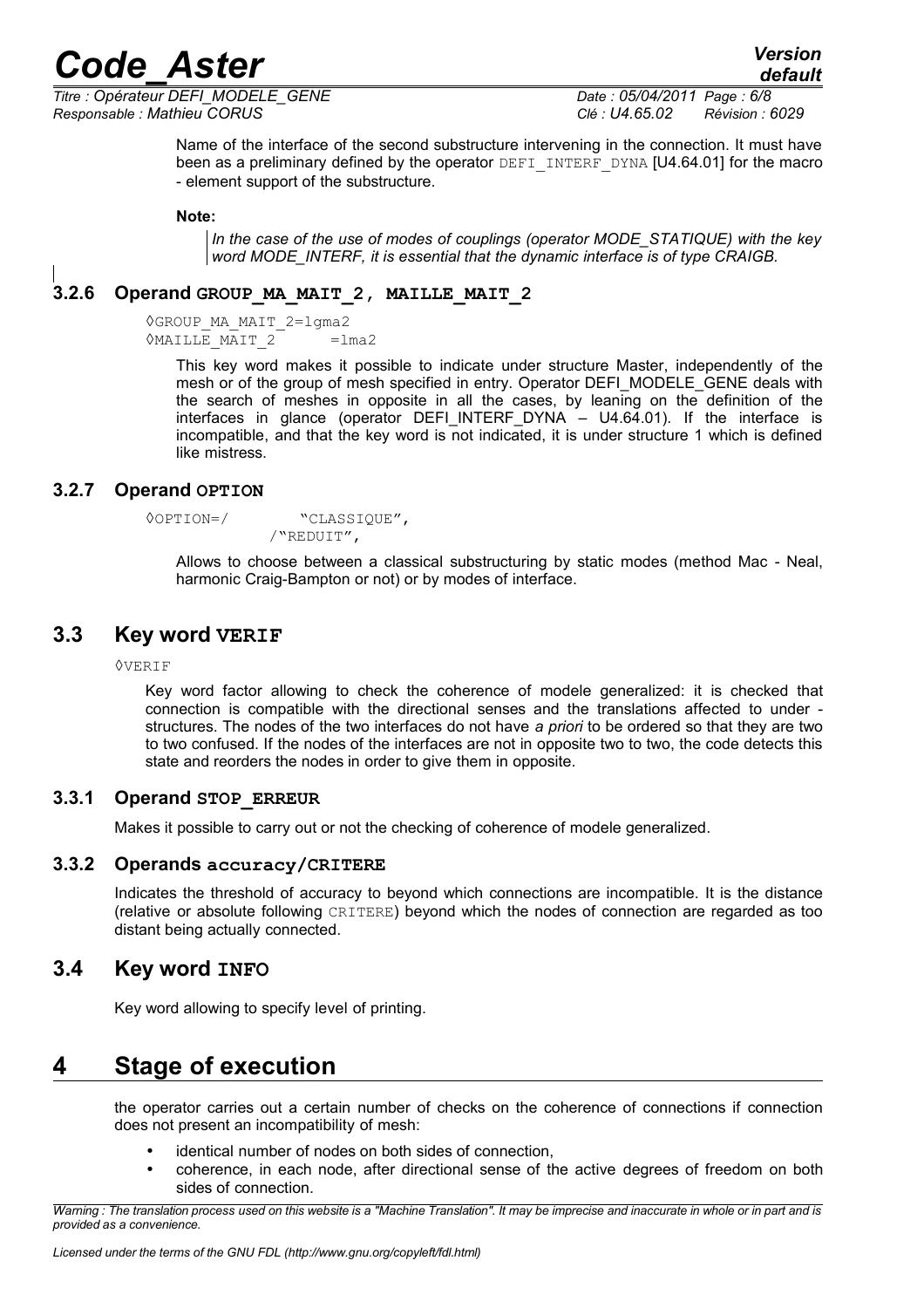Name of the interface of the second substructure intervening in the connection. It must have been as a preliminary defined by the operator DEFI_INTERF_DYNA [U4.64.01] for the macro - element support of the substructure.

**Note:**

*In the case of the use of modes of couplings (operator MODE_STATIQUE) with the key word MODE_INTERF, it is essential that the dynamic interface is of type CRAIGB.*

### 3.2.6 Operand GROUP_MA_MAIT_2, MAILLE_MAIT_2

```
◊GROUP_MA_MAIT_2=lgma2
◊MAILLE_MAIT_2     =lma2
```

This key word makes it possible to indicate under structure Master, independently of the mesh or of the group of mesh specified in entry. Operator DEFI_MODELE_GENE deals with the search of meshes in opposite in all the cases, by leaning on the definition of the interfaces in glance (operator DEFI_INTERF_DYNA – U4.64.01). If the interface is incompatible, and that the key word is not indicated, it is under structure 1 which is defined like mistress.

### 3.2.7 Operand OPTION

```
◊OPTION=/        "CLASSIQUE",
              /"REDUIT",
```

Allows to choose between a classical substructuring by static modes (method Mac - Neal, harmonic Craig-Bampton or not) or by modes of interface.

## 3.3 Key word VERIF

◊VERIF

Key word factor allowing to check the coherence of modele generalized: it is checked that connection is compatible with the directional senses and the translations affected to under - structures. The nodes of the two interfaces do not have *a priori* to be ordered so that they are two to two confused. If the nodes of the interfaces are not in opposite two to two, the code detects this state and reorders the nodes in order to give them in opposite.

### 3.3.1 Operand STOP_ERREUR

Makes it possible to carry out or not the checking of coherence of modele generalized.

### 3.3.2 Operands accuracy/CRITERE

Indicates the threshold of accuracy to beyond which connections are incompatible. It is the distance (relative or absolute following CRITERE) beyond which the nodes of connection are regarded as too distant being actually connected.

## 3.4 Key word INFO

Key word allowing to specify level of printing.

# 4 Stage of execution

the operator carries out a certain number of checks on the coherence of connections if connection does not present an incompatibility of mesh:

- identical number of nodes on both sides of connection,
- coherence, in each node, after directional sense of the active degrees of freedom on both sides of connection.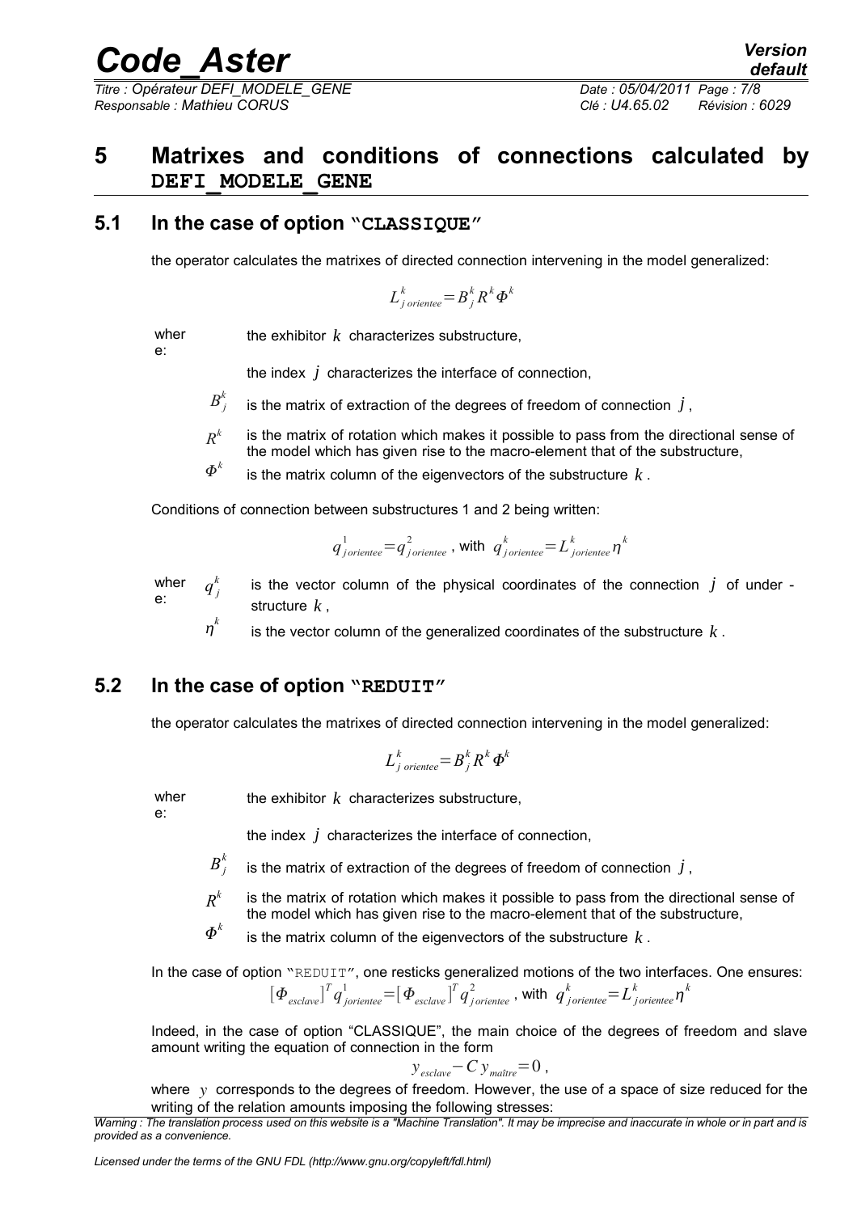# 5 Matrixes and conditions of connections calculated by DEFI_MODELE_GENE

## 5.1 In the case of option "CLASSIQUE"

the operator calculates the matrixes of directed connection intervening in the model generalized:

$$L^k_{j\,orientee} = B^k_j R^k \Phi^k$$

where: the exhibitor $k$ characterizes substructure,

the index $j$ characterizes the interface of connection,

$B^k_j$ is the matrix of extraction of the degrees of freedom of connection $j$,

$R^k$ is the matrix of rotation which makes it possible to pass from the directional sense of the model which has given rise to the macro-element that of the substructure,

$\Phi^k$ is the matrix column of the eigenvectors of the substructure $k$.

Conditions of connection between substructures 1 and 2 being written:

$$q^1_{j\,orientee} = q^2_{j\,orientee} \text{ , with } q^k_{j\,orientee} = L^k_{j\,orientee} \eta^k$$

where: $q^k_j$ is the vector column of the physical coordinates of the connection $j$ of under - structure $k$,

$\eta^k$ is the vector column of the generalized coordinates of the substructure $k$.

## 5.2 In the case of option "REDUIT"

the operator calculates the matrixes of directed connection intervening in the model generalized:

$$L^k_{j\,orientee} = B^k_j R^k \Phi^k$$

where: the exhibitor $k$ characterizes substructure,

the index $j$ characterizes the interface of connection,

$B^k_j$ is the matrix of extraction of the degrees of freedom of connection $j$,

$R^k$ is the matrix of rotation which makes it possible to pass from the directional sense of the model which has given rise to the macro-element that of the substructure,

$\Phi^k$ is the matrix column of the eigenvectors of the substructure $k$.

In the case of option "REDUIT", one resticks generalized motions of the two interfaces. One ensures:

$$[\Phi_{esclave}]^T q^1_{j\,orientee} = [\Phi_{esclave}]^T q^2_{j\,orientee} \text{ , with } q^k_{j\,orientee} = L^k_{j\,orientee} \eta^k$$

Indeed, in the case of option "CLASSIQUE", the main choice of the degrees of freedom and slave amount writing the equation of connection in the form

$$y_{esclave} - C\, y_{maître} = 0 \text{ ,}$$

where $y$ corresponds to the degrees of freedom. However, the use of a space of size reduced for the writing of the relation amounts imposing the following stresses: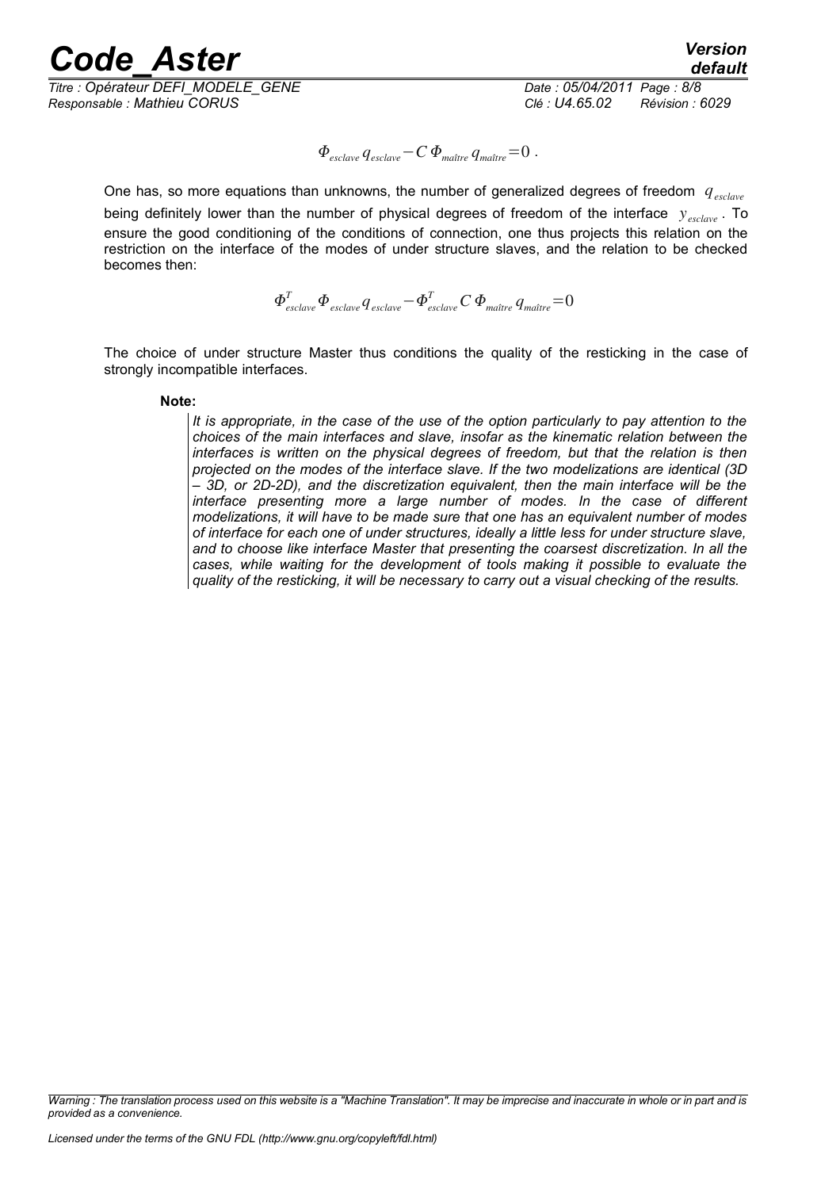$$\Phi_{esclave} q_{esclave} - C \Phi_{maître} q_{maître} = 0 .$$

One has, so more equations than unknowns, the number of generalized degrees of freedom $q_{esclave}$ being definitely lower than the number of physical degrees of freedom of the interface $y_{esclave}$. To ensure the good conditioning of the conditions of connection, one thus projects this relation on the restriction on the interface of the modes of under structure slaves, and the relation to be checked becomes then:

$$\Phi_{esclave}^T \Phi_{esclave} q_{esclave} - \Phi_{esclave}^T C \Phi_{maître} q_{maître} = 0$$

The choice of under structure Master thus conditions the quality of the resticking in the case of strongly incompatible interfaces.

**Note:**

*It is appropriate, in the case of the use of the option particularly to pay attention to the choices of the main interfaces and slave, insofar as the kinematic relation between the interfaces is written on the physical degrees of freedom, but that the relation is then projected on the modes of the interface slave. If the two modelizations are identical (3D – 3D, or 2D-2D), and the discretization equivalent, then the main interface will be the interface presenting more a large number of modes. In the case of different modelizations, it will have to be made sure that one has an equivalent number of modes of interface for each one of under structures, ideally a little less for under structure slave, and to choose like interface Master that presenting the coarsest discretization. In all the cases, while waiting for the development of tools making it possible to evaluate the quality of the resticking, it will be necessary to carry out a visual checking of the results.*